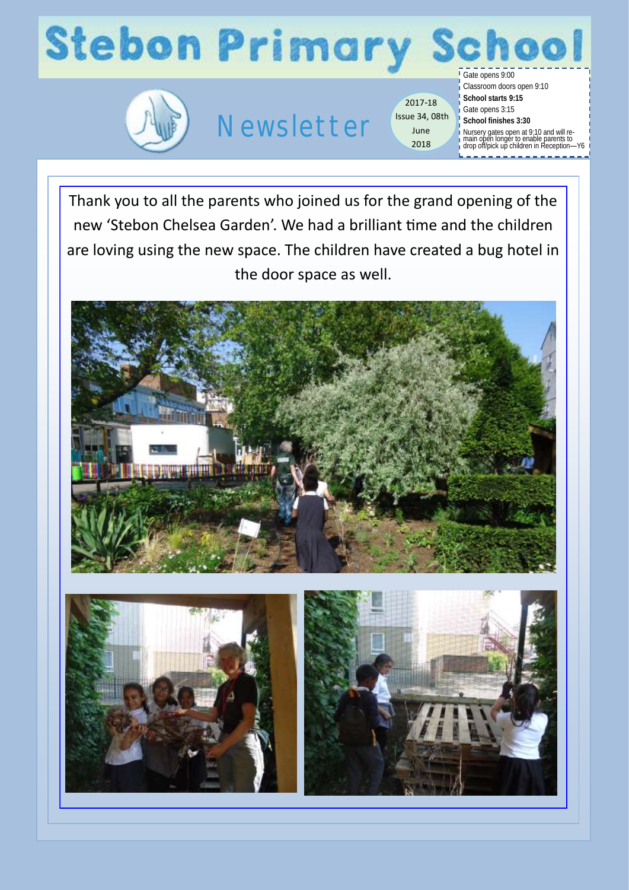# Stebon Primary School

## Newsletter

2017-18
Issue 34, 08th June 2018

Gate opens 9:00
Classroom doors open 9:10
**School starts 9:15**
Gate opens 3:15
**School finishes 3:30**
Nursery gates open at 9:10 and will remain open longer to enable parents to drop off/pick up children in Reception—Y6

Thank you to all the parents who joined us for the grand opening of the new 'Stebon Chelsea Garden'. We had a brilliant time and the children are loving using the new space. The children have created a bug hotel in the door space as well.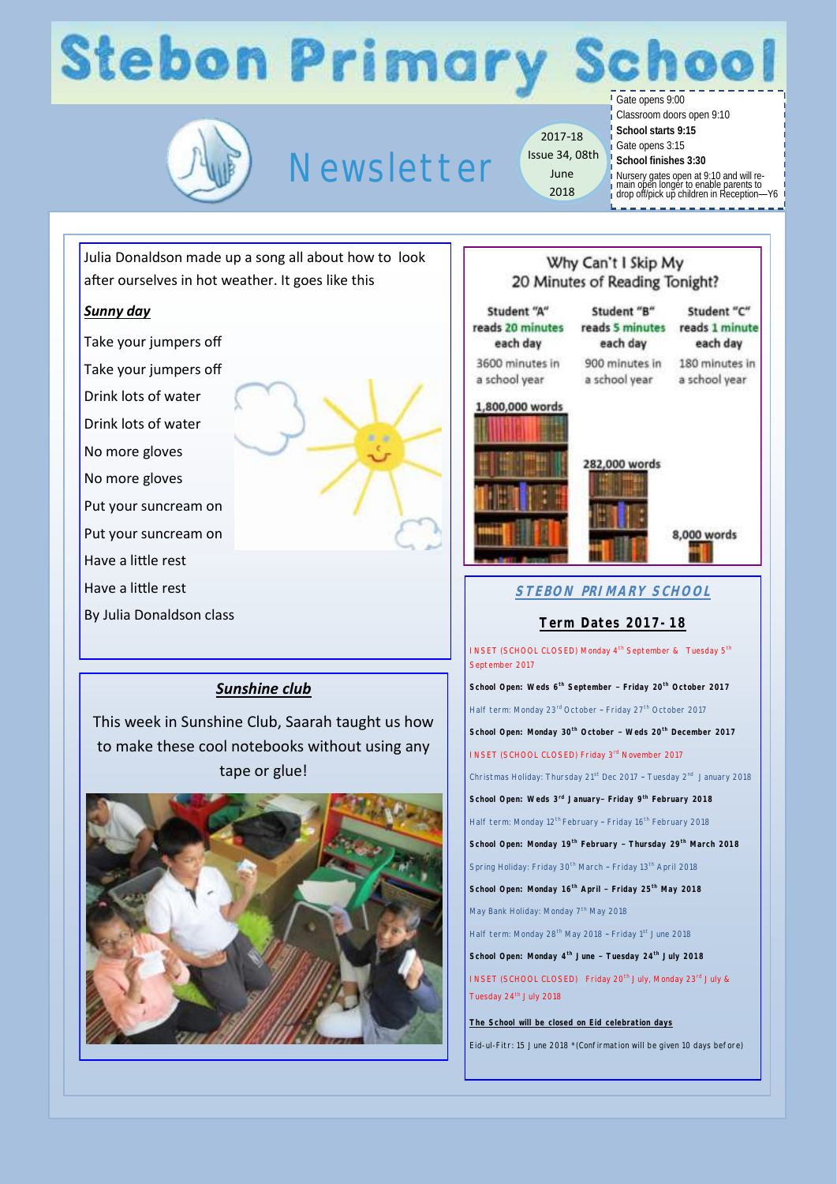# Stebon Primary School

## Newsletter

2017-18
Issue 34, 08th June 2018

Gate opens 9:00
Classroom doors open 9:10
**School starts 9:15**
Gate opens 3:15
**School finishes 3:30**
Nursery gates open at 9:10 and will remain open longer to enable parents to drop off/pick up children in Reception—Y6

Julia Donaldson made up a song all about how to look after ourselves in hot weather. It goes like this

***Sunny day***

Take your jumpers off
Take your jumpers off
Drink lots of water
Drink lots of water
No more gloves
No more gloves
Put your suncream on
Put your suncream on
Have a little rest
Have a little rest
By Julia Donaldson class

### *Sunshine club*

This week in Sunshine Club, Saarah taught us how to make these cool notebooks without using any tape or glue!

Why Can't I Skip My 20 Minutes of Reading Tonight?

Student "A" reads 20 minutes each day
3600 minutes in a school year
1,800,000 words

Student "B" reads 5 minutes each day
900 minutes in a school year
282,000 words

Student "C" reads 1 minute each day
180 minutes in a school year
8,000 words

## STEBON PRIMARY SCHOOL

### Term Dates 2017-18

INSET (SCHOOL CLOSED) Monday 4th September & Tuesday 5th September 2017

**School Open: Weds 6th September – Friday 20th October 2017**

Half term: Monday 23rd October – Friday 27th October 2017

**School Open: Monday 30th October – Weds 20th December 2017**

INSET (SCHOOL CLOSED) Friday 3rd November 2017

Christmas Holiday: Thursday 21st Dec 2017 – Tuesday 2nd January 2018

**School Open: Weds 3rd January– Friday 9th February 2018**

Half term: Monday 12th February – Friday 16th February 2018

**School Open: Monday 19th February – Thursday 29th March 2018**

Spring Holiday: Friday 30th March – Friday 13th April 2018

**School Open: Monday 16th April – Friday 25th May 2018**

May Bank Holiday: Monday 7th May 2018

Half term: Monday 28th May 2018 – Friday 1st June 2018

**School Open: Monday 4th June – Tuesday 24th July 2018**

INSET (SCHOOL CLOSED) Friday 20th July, Monday 23rd July & Tuesday 24th July 2018

**The School will be closed on Eid celebration days**

Eid-ul-Fitr: 15 June 2018 *(Confirmation will be given 10 days before)